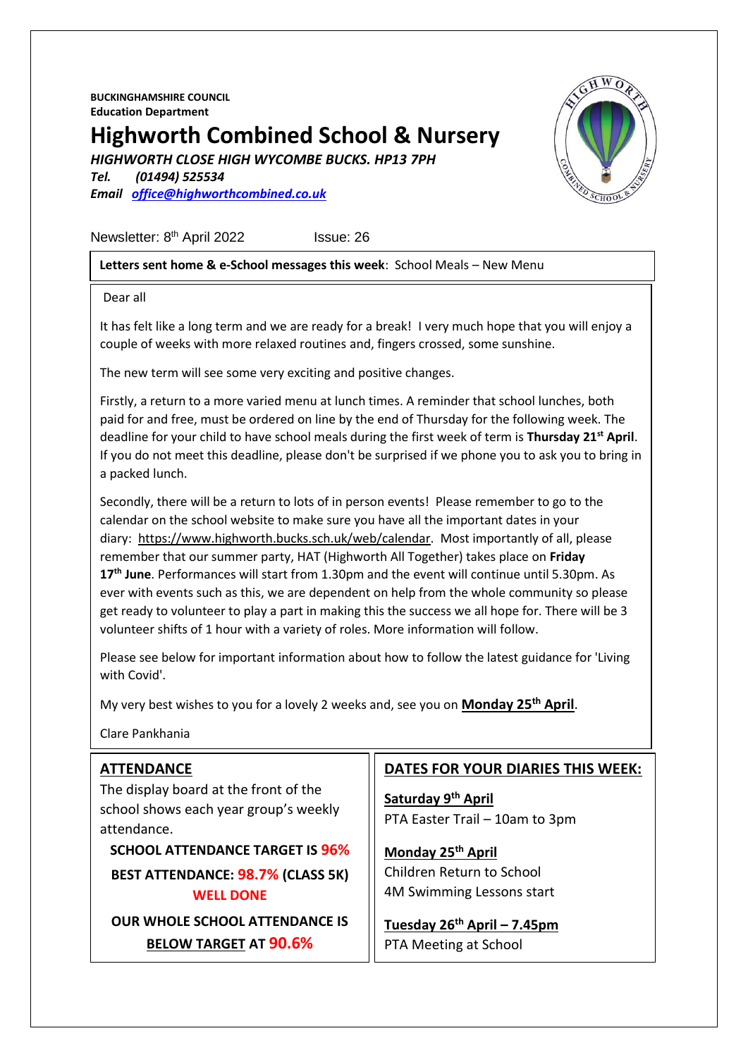**BUCKINGHAMSHIRE COUNCIL**
**Education Department**

# Highworth Combined School & Nursery

***HIGHWORTH CLOSE HIGH WYCOMBE BUCKS. HP13 7PH***
***Tel. (01494) 525534***
***Email [office@highworthcombined.co.uk](mailto:office@highworthcombined.co.uk)***

Newsletter: 8th April 2022 Issue: 26

**Letters sent home & e-School messages this week**: School Meals – New Menu

Dear all

It has felt like a long term and we are ready for a break! I very much hope that you will enjoy a couple of weeks with more relaxed routines and, fingers crossed, some sunshine.

The new term will see some very exciting and positive changes.

Firstly, a return to a more varied menu at lunch times. A reminder that school lunches, both paid for and free, must be ordered on line by the end of Thursday for the following week. The deadline for your child to have school meals during the first week of term is **Thursday 21st April**. If you do not meet this deadline, please don't be surprised if we phone you to ask you to bring in a packed lunch.

Secondly, there will be a return to lots of in person events! Please remember to go to the calendar on the school website to make sure you have all the important dates in your diary: https://www.highworth.bucks.sch.uk/web/calendar. Most importantly of all, please remember that our summer party, HAT (Highworth All Together) takes place on **Friday 17th June**. Performances will start from 1.30pm and the event will continue until 5.30pm. As ever with events such as this, we are dependent on help from the whole community so please get ready to volunteer to play a part in making this the success we all hope for. There will be 3 volunteer shifts of 1 hour with a variety of roles. More information will follow.

Please see below for important information about how to follow the latest guidance for 'Living with Covid'.

My very best wishes to you for a lovely 2 weeks and, see you on **Monday 25th April**.

Clare Pankhania

## ATTENDANCE

The display board at the front of the school shows each year group's weekly attendance.

**SCHOOL ATTENDANCE TARGET IS 96%**

**BEST ATTENDANCE: 98.7% (CLASS 5K)**
**WELL DONE**

**OUR WHOLE SCHOOL ATTENDANCE IS BELOW TARGET AT 90.6%**

## DATES FOR YOUR DIARIES THIS WEEK:

**Saturday 9th April**
PTA Easter Trail – 10am to 3pm

**Monday 25th April**
Children Return to School
4M Swimming Lessons start

**Tuesday 26th April – 7.45pm**
PTA Meeting at School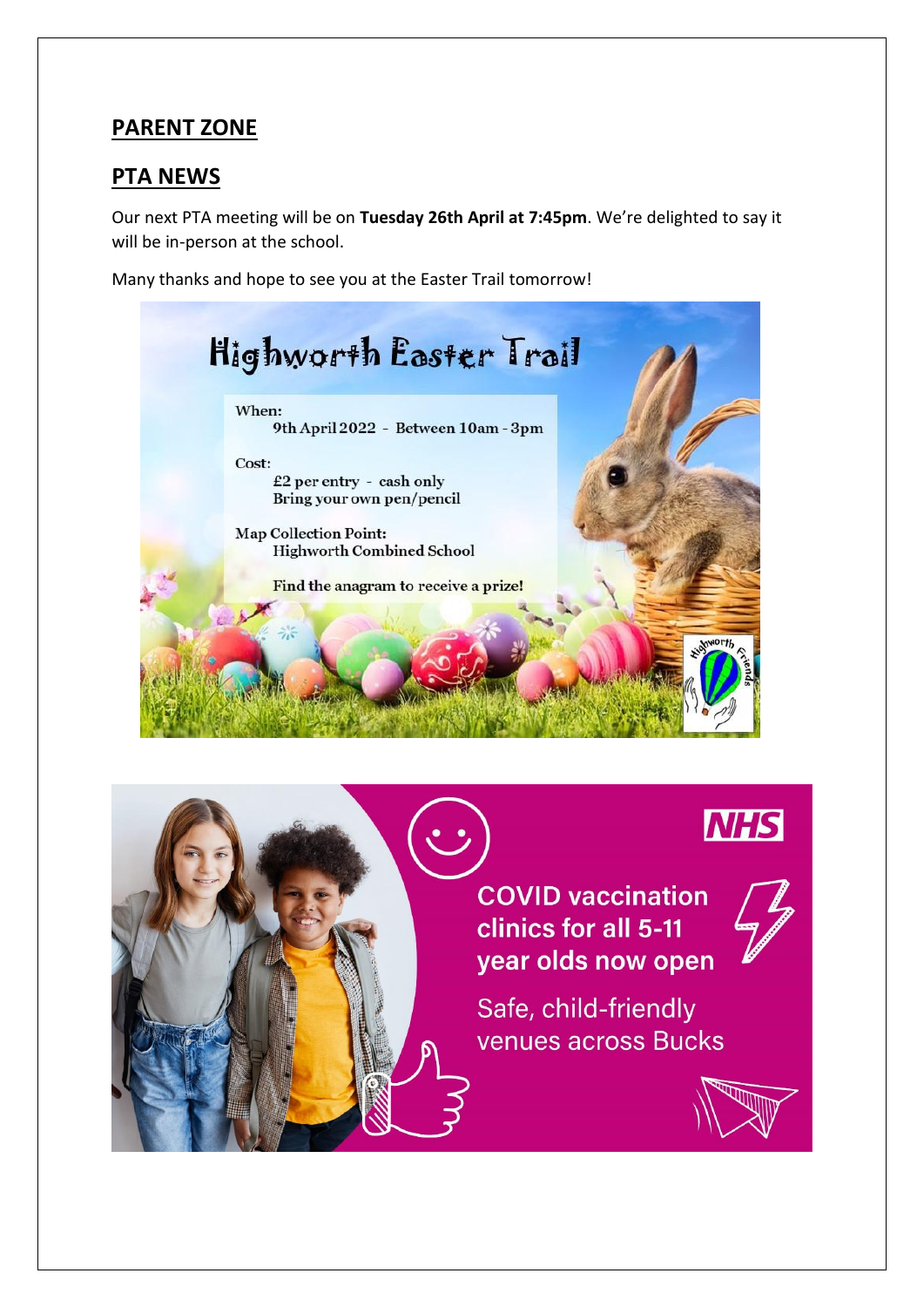## PARENT ZONE

## PTA NEWS

Our next PTA meeting will be on **Tuesday 26th April at 7:45pm**. We're delighted to say it will be in-person at the school.

Many thanks and hope to see you at the Easter Trail tomorrow!

### Highworth Easter Trail

When:
9th April 2022 - Between 10am - 3pm

Cost:
£2 per entry - cash only
Bring your own pen/pencil

Map Collection Point:
Highworth Combined School

Find the anagram to receive a prize!

Highworth Friends

NHS

**COVID vaccination clinics for all 5-11 year olds now open**

Safe, child-friendly venues across Bucks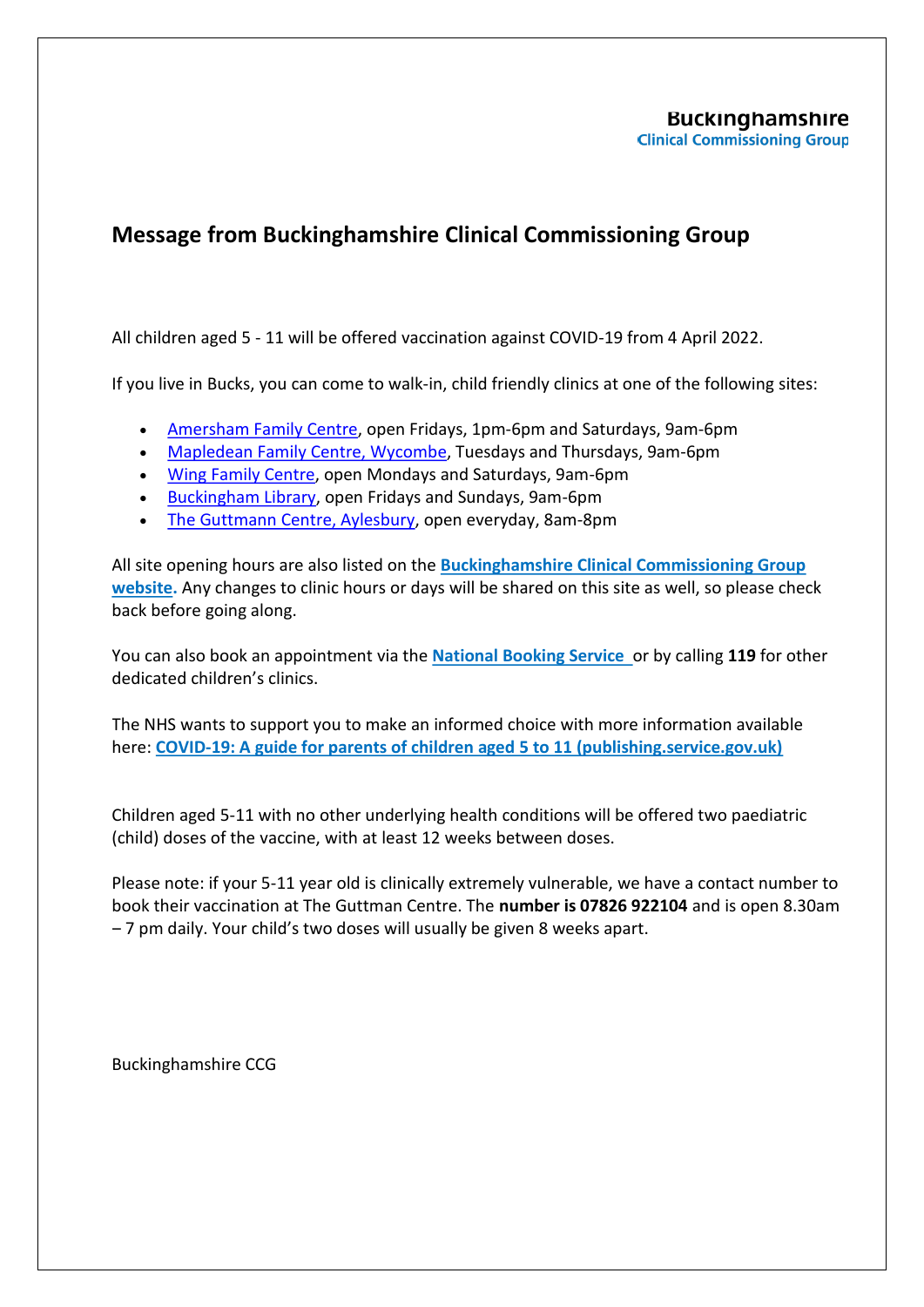Buckinghamshire
Clinical Commissioning Group

# Message from Buckinghamshire Clinical Commissioning Group

All children aged 5 - 11 will be offered vaccination against COVID-19 from 4 April 2022.

If you live in Bucks, you can come to walk-in, child friendly clinics at one of the following sites:

- Amersham Family Centre, open Fridays, 1pm-6pm and Saturdays, 9am-6pm
- Mapledean Family Centre, Wycombe, Tuesdays and Thursdays, 9am-6pm
- Wing Family Centre, open Mondays and Saturdays, 9am-6pm
- Buckingham Library, open Fridays and Sundays, 9am-6pm
- The Guttmann Centre, Aylesbury, open everyday, 8am-8pm

All site opening hours are also listed on the **Buckinghamshire Clinical Commissioning Group website.** Any changes to clinic hours or days will be shared on this site as well, so please check back before going along.

You can also book an appointment via the **National Booking Service** or by calling **119** for other dedicated children's clinics.

The NHS wants to support you to make an informed choice with more information available here: **COVID-19: A guide for parents of children aged 5 to 11 (publishing.service.gov.uk)**

Children aged 5-11 with no other underlying health conditions will be offered two paediatric (child) doses of the vaccine, with at least 12 weeks between doses.

Please note: if your 5-11 year old is clinically extremely vulnerable, we have a contact number to book their vaccination at The Guttman Centre. The **number is 07826 922104** and is open 8.30am – 7 pm daily. Your child's two doses will usually be given 8 weeks apart.

Buckinghamshire CCG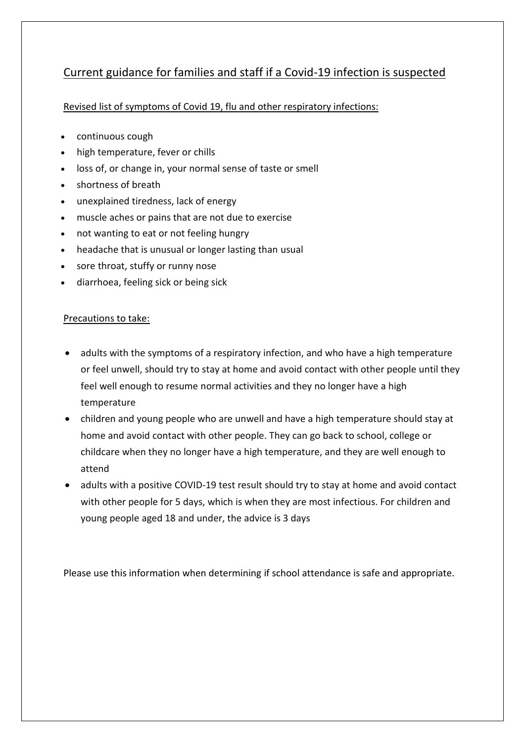## Current guidance for families and staff if a Covid-19 infection is suspected

Revised list of symptoms of Covid 19, flu and other respiratory infections:

- continuous cough
- high temperature, fever or chills
- loss of, or change in, your normal sense of taste or smell
- shortness of breath
- unexplained tiredness, lack of energy
- muscle aches or pains that are not due to exercise
- not wanting to eat or not feeling hungry
- headache that is unusual or longer lasting than usual
- sore throat, stuffy or runny nose
- diarrhoea, feeling sick or being sick

Precautions to take:

- adults with the symptoms of a respiratory infection, and who have a high temperature or feel unwell, should try to stay at home and avoid contact with other people until they feel well enough to resume normal activities and they no longer have a high temperature
- children and young people who are unwell and have a high temperature should stay at home and avoid contact with other people. They can go back to school, college or childcare when they no longer have a high temperature, and they are well enough to attend
- adults with a positive COVID-19 test result should try to stay at home and avoid contact with other people for 5 days, which is when they are most infectious. For children and young people aged 18 and under, the advice is 3 days

Please use this information when determining if school attendance is safe and appropriate.